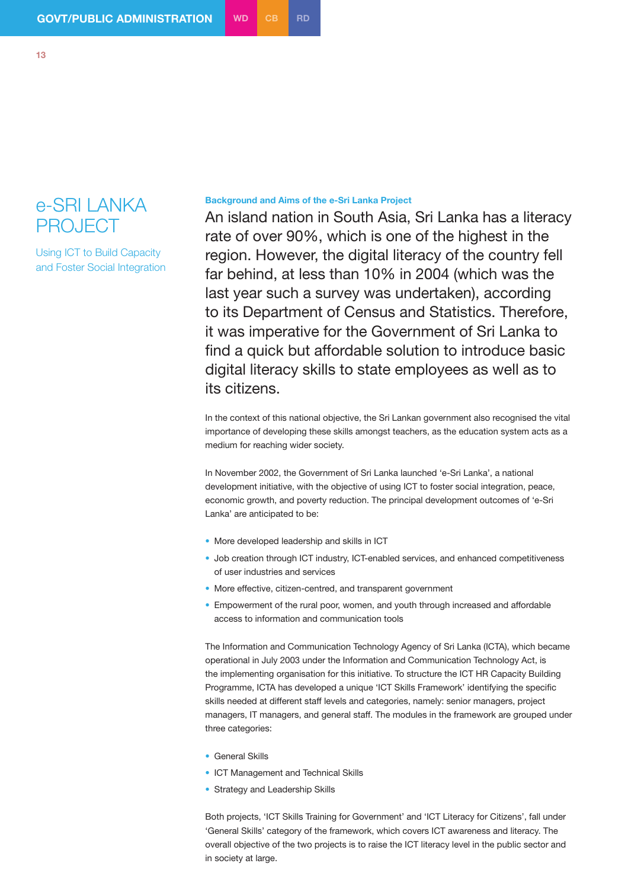# e-SRI LANKA PROJECT

Using ICT to Build Capacity and Foster Social Integration

### Background and Aims of the e-Sri Lanka Project

An island nation in South Asia, Sri Lanka has a literacy rate of over 90%, which is one of the highest in the region. However, the digital literacy of the country fell far behind, at less than 10% in 2004 (which was the last year such a survey was undertaken), according to its Department of Census and Statistics. Therefore, it was imperative for the Government of Sri Lanka to find a quick but affordable solution to introduce basic digital literacy skills to state employees as well as to its citizens.

In the context of this national objective, the Sri Lankan government also recognised the vital importance of developing these skills amongst teachers, as the education system acts as a medium for reaching wider society.

In November 2002, the Government of Sri Lanka launched 'e-Sri Lanka', a national development initiative, with the objective of using ICT to foster social integration, peace, economic growth, and poverty reduction. The principal development outcomes of 'e-Sri Lanka' are anticipated to be:

- More developed leadership and skills in ICT
- Job creation through ICT industry, ICT-enabled services, and enhanced competitiveness of user industries and services
- More effective, citizen-centred, and transparent government
- Empowerment of the rural poor, women, and youth through increased and affordable access to information and communication tools

The Information and Communication Technology Agency of Sri Lanka (ICTA), which became operational in July 2003 under the Information and Communication Technology Act, is the implementing organisation for this initiative. To structure the ICT HR Capacity Building Programme, ICTA has developed a unique 'ICT Skills Framework' identifying the specific skills needed at different staff levels and categories, namely: senior managers, project managers, IT managers, and general staff. The modules in the framework are grouped under three categories:

- General Skills
- ICT Management and Technical Skills
- Strategy and Leadership Skills

Both projects, 'ICT Skills Training for Government' and 'ICT Literacy for Citizens', fall under 'General Skills' category of the framework, which covers ICT awareness and literacy. The overall objective of the two projects is to raise the ICT literacy level in the public sector and in society at large.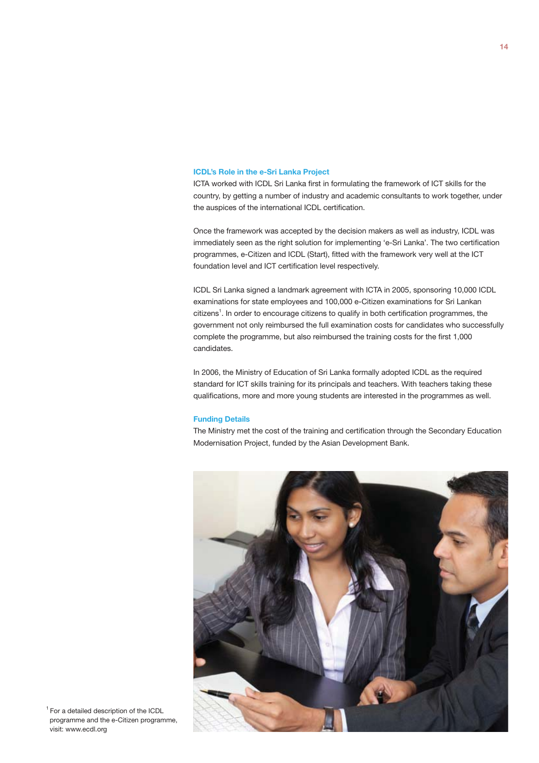### ICDL's Role in the e-Sri Lanka Project

ICTA worked with ICDL Sri Lanka first in formulating the framework of ICT skills for the country, by getting a number of industry and academic consultants to work together, under the auspices of the international ICDL certification.

Once the framework was accepted by the decision makers as well as industry, ICDL was immediately seen as the right solution for implementing 'e-Sri Lanka'. The two certification programmes, e-Citizen and ICDL (Start), fitted with the framework very well at the ICT foundation level and ICT certification level respectively.

ICDL Sri Lanka signed a landmark agreement with ICTA in 2005, sponsoring 10,000 ICDL examinations for state employees and 100,000 e-Citizen examinations for Sri Lankan citizens[1]. In order to encourage citizens to qualify in both certification programmes, the government not only reimbursed the full examination costs for candidates who successfully complete the programme, but also reimbursed the training costs for the first 1,000 candidates.

In 2006, the Ministry of Education of Sri Lanka formally adopted ICDL as the required standard for ICT skills training for its principals and teachers. With teachers taking these qualifications, more and more young students are interested in the programmes as well.

### Funding Details

The Ministry met the cost of the training and certification through the Secondary Education Modernisation Project, funded by the Asian Development Bank.

[1] For a detailed description of the ICDL programme and the e-Citizen programme, visit: www.ecdl.org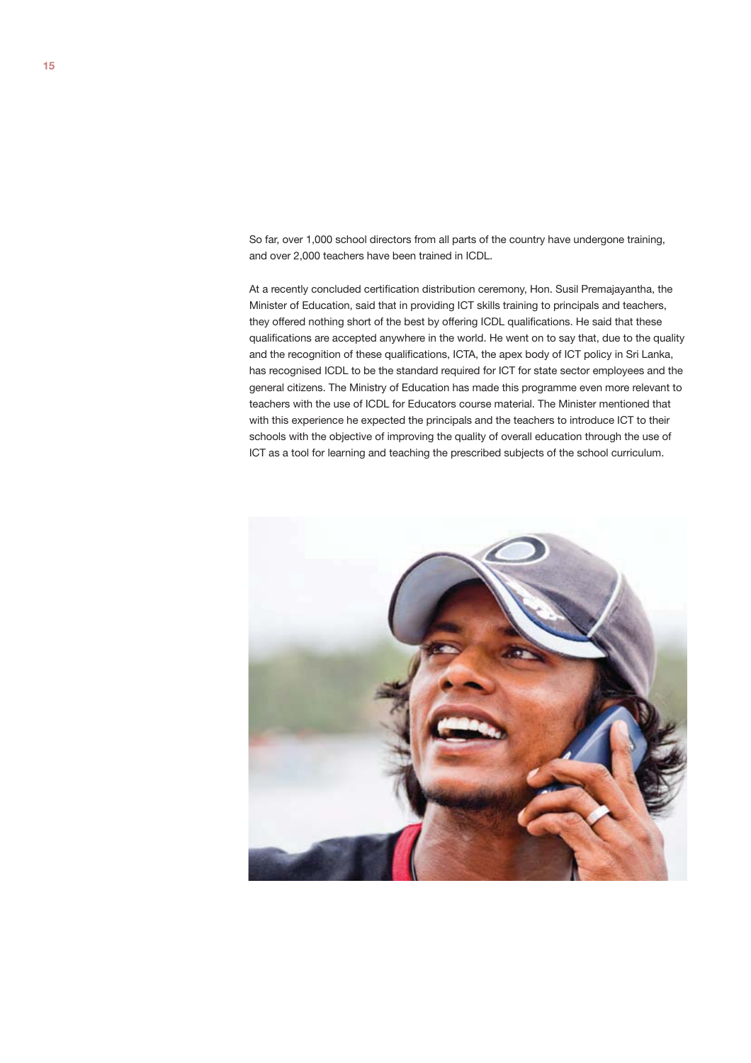So far, over 1,000 school directors from all parts of the country have undergone training, and over 2,000 teachers have been trained in ICDL.

At a recently concluded certification distribution ceremony, Hon. Susil Premajayantha, the Minister of Education, said that in providing ICT skills training to principals and teachers, they offered nothing short of the best by offering ICDL qualifications. He said that these qualifications are accepted anywhere in the world. He went on to say that, due to the quality and the recognition of these qualifications, ICTA, the apex body of ICT policy in Sri Lanka, has recognised ICDL to be the standard required for ICT for state sector employees and the general citizens. The Ministry of Education has made this programme even more relevant to teachers with the use of ICDL for Educators course material. The Minister mentioned that with this experience he expected the principals and the teachers to introduce ICT to their schools with the objective of improving the quality of overall education through the use of ICT as a tool for learning and teaching the prescribed subjects of the school curriculum.